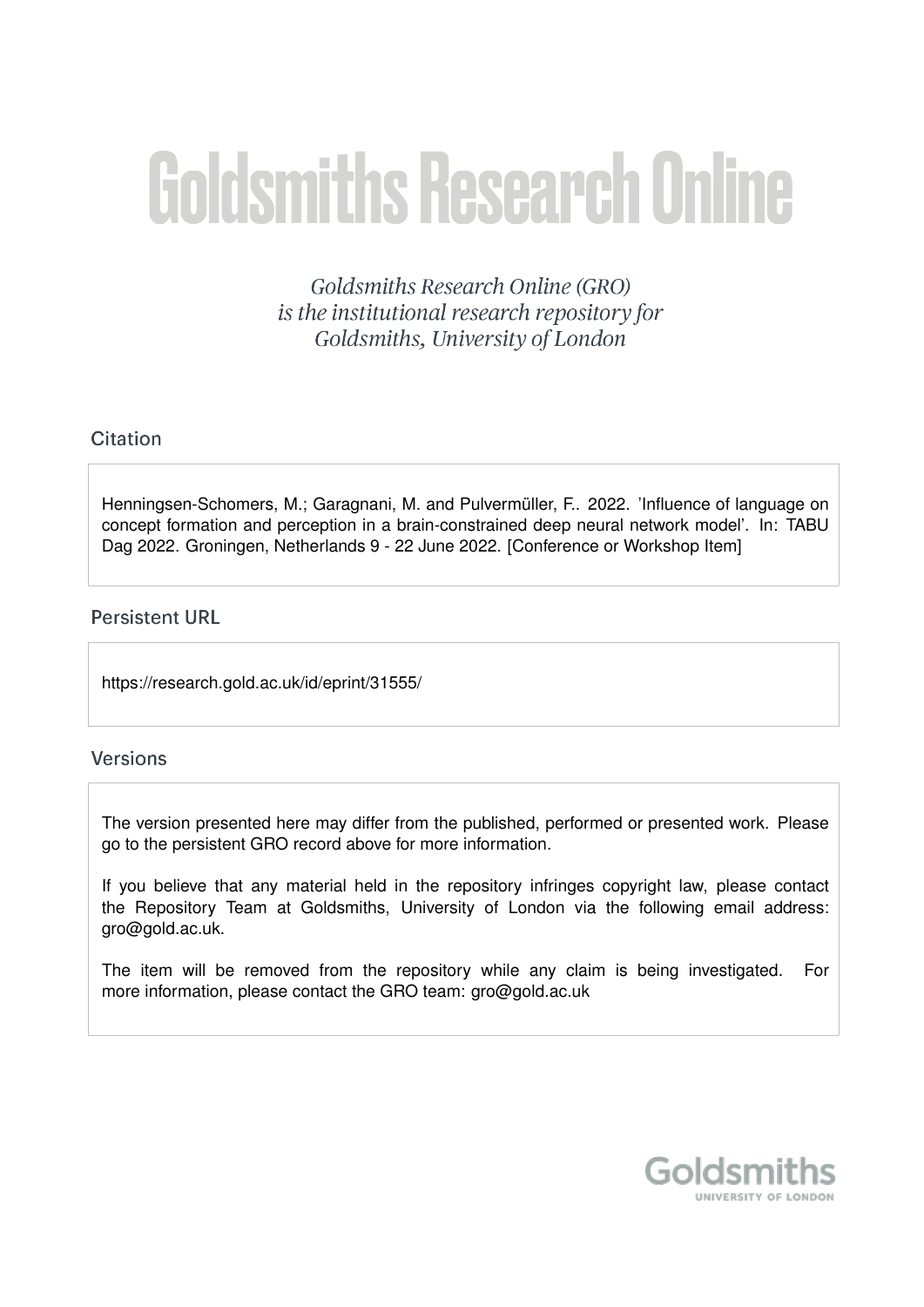# Goldsmiths Research Online

*Goldsmiths Research Online (GRO) is the institutional research repository for Goldsmiths, University of London*

## Citation

Henningsen-Schomers, M.; Garagnani, M. and Pulvermüller, F.. 2022. 'Influence of language on concept formation and perception in a brain-constrained deep neural network model'. In: TABU Dag 2022. Groningen, Netherlands 9 - 22 June 2022. [Conference or Workshop Item]

## Persistent URL

https://research.gold.ac.uk/id/eprint/31555/

## Versions

The version presented here may differ from the published, performed or presented work. Please go to the persistent GRO record above for more information.

If you believe that any material held in the repository infringes copyright law, please contact the Repository Team at Goldsmiths, University of London via the following email address: gro@gold.ac.uk.

The item will be removed from the repository while any claim is being investigated. For more information, please contact the GRO team: gro@gold.ac.uk

Goldsmiths
UNIVERSITY OF LONDON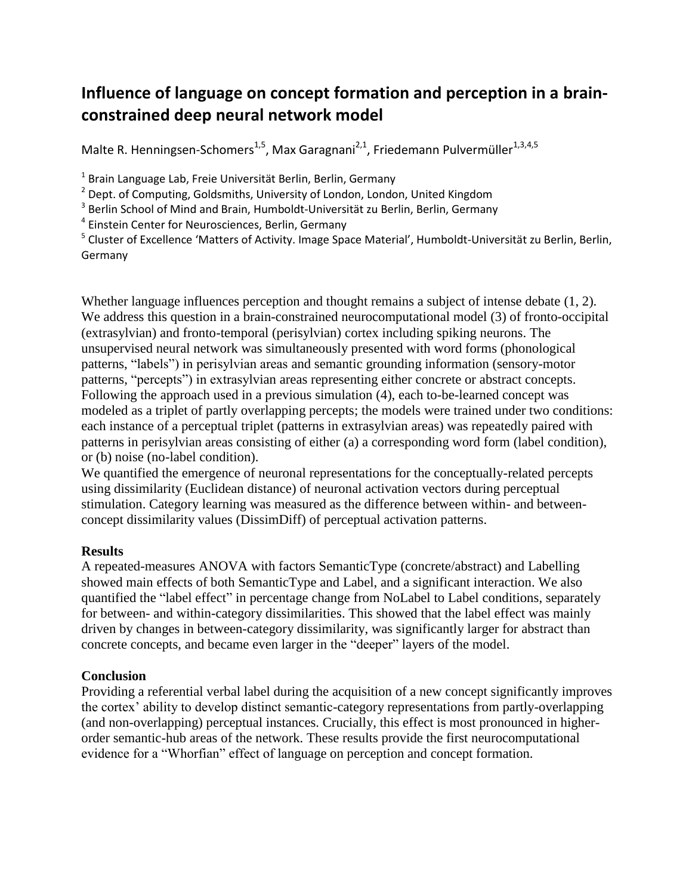# Influence of language on concept formation and perception in a brain-constrained deep neural network model

Malte R. Henningsen-Schomers[1,5], Max Garagnani[2,1], Friedemann Pulvermüller[1,3,4,5]

[1] Brain Language Lab, Freie Universität Berlin, Berlin, Germany

[2] Dept. of Computing, Goldsmiths, University of London, London, United Kingdom

[3] Berlin School of Mind and Brain, Humboldt-Universität zu Berlin, Berlin, Germany

[4] Einstein Center for Neurosciences, Berlin, Germany

[5] Cluster of Excellence 'Matters of Activity. Image Space Material', Humboldt-Universität zu Berlin, Berlin, Germany

Whether language influences perception and thought remains a subject of intense debate (1, 2). We address this question in a brain-constrained neurocomputational model (3) of fronto-occipital (extrasylvian) and fronto-temporal (perisylvian) cortex including spiking neurons. The unsupervised neural network was simultaneously presented with word forms (phonological patterns, "labels") in perisylvian areas and semantic grounding information (sensory-motor patterns, "percepts") in extrasylvian areas representing either concrete or abstract concepts. Following the approach used in a previous simulation (4), each to-be-learned concept was modeled as a triplet of partly overlapping percepts; the models were trained under two conditions: each instance of a perceptual triplet (patterns in extrasylvian areas) was repeatedly paired with patterns in perisylvian areas consisting of either (a) a corresponding word form (label condition), or (b) noise (no-label condition).

We quantified the emergence of neuronal representations for the conceptually-related percepts using dissimilarity (Euclidean distance) of neuronal activation vectors during perceptual stimulation. Category learning was measured as the difference between within- and between-concept dissimilarity values (DissimDiff) of perceptual activation patterns.

**Results**

A repeated-measures ANOVA with factors SemanticType (concrete/abstract) and Labelling showed main effects of both SemanticType and Label, and a significant interaction. We also quantified the "label effect" in percentage change from NoLabel to Label conditions, separately for between- and within-category dissimilarities. This showed that the label effect was mainly driven by changes in between-category dissimilarity, was significantly larger for abstract than concrete concepts, and became even larger in the "deeper" layers of the model.

**Conclusion**

Providing a referential verbal label during the acquisition of a new concept significantly improves the cortex' ability to develop distinct semantic-category representations from partly-overlapping (and non-overlapping) perceptual instances. Crucially, this effect is most pronounced in higher-order semantic-hub areas of the network. These results provide the first neurocomputational evidence for a "Whorfian" effect of language on perception and concept formation.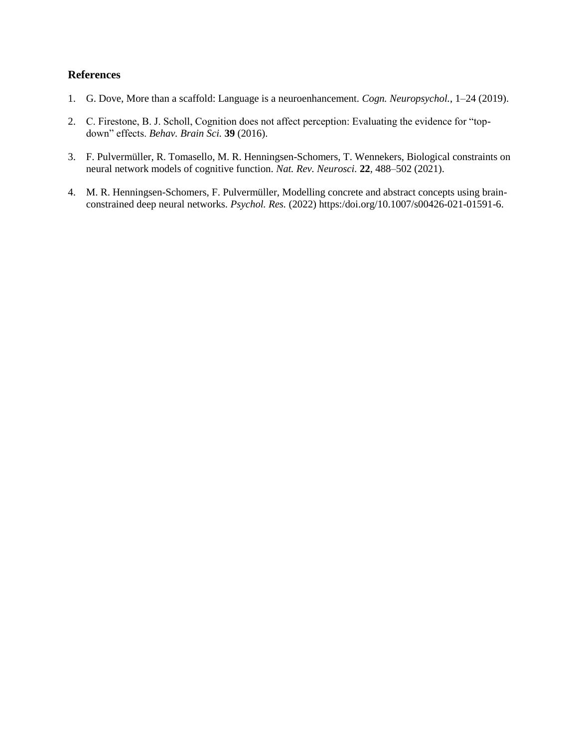## References

1. G. Dove, More than a scaffold: Language is a neuroenhancement. *Cogn. Neuropsychol.*, 1–24 (2019).
2. C. Firestone, B. J. Scholl, Cognition does not affect perception: Evaluating the evidence for "top-down" effects. *Behav. Brain Sci.* **39** (2016).
3. F. Pulvermüller, R. Tomasello, M. R. Henningsen-Schomers, T. Wennekers, Biological constraints on neural network models of cognitive function. *Nat. Rev. Neurosci.* **22**, 488–502 (2021).
4. M. R. Henningsen-Schomers, F. Pulvermüller, Modelling concrete and abstract concepts using brain-constrained deep neural networks. *Psychol. Res.* (2022) https:/doi.org/10.1007/s00426-021-01591-6.